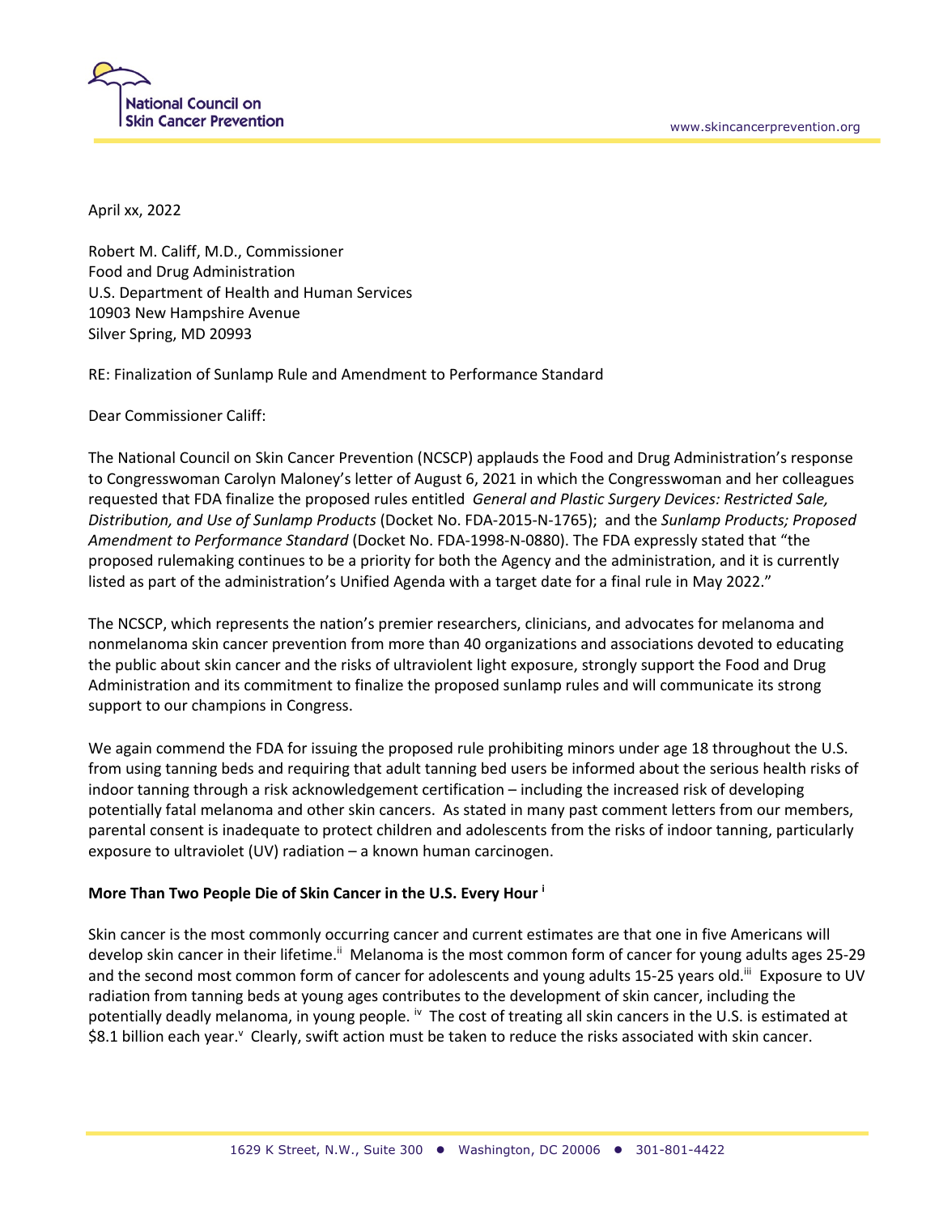National Council on Skin Cancer Prevention

www.skincancerprevention.org

April xx, 2022

Robert M. Califf, M.D., Commissioner
Food and Drug Administration
U.S. Department of Health and Human Services
10903 New Hampshire Avenue
Silver Spring, MD 20993

RE: Finalization of Sunlamp Rule and Amendment to Performance Standard

Dear Commissioner Califf:

The National Council on Skin Cancer Prevention (NCSCP) applauds the Food and Drug Administration's response to Congresswoman Carolyn Maloney's letter of August 6, 2021 in which the Congresswoman and her colleagues requested that FDA finalize the proposed rules entitled *General and Plastic Surgery Devices: Restricted Sale, Distribution, and Use of Sunlamp Products* (Docket No. FDA-2015-N-1765); and the *Sunlamp Products; Proposed Amendment to Performance Standard* (Docket No. FDA-1998-N-0880). The FDA expressly stated that "the proposed rulemaking continues to be a priority for both the Agency and the administration, and it is currently listed as part of the administration's Unified Agenda with a target date for a final rule in May 2022."

The NCSCP, which represents the nation's premier researchers, clinicians, and advocates for melanoma and nonmelanoma skin cancer prevention from more than 40 organizations and associations devoted to educating the public about skin cancer and the risks of ultraviolent light exposure, strongly support the Food and Drug Administration and its commitment to finalize the proposed sunlamp rules and will communicate its strong support to our champions in Congress.

We again commend the FDA for issuing the proposed rule prohibiting minors under age 18 throughout the U.S. from using tanning beds and requiring that adult tanning bed users be informed about the serious health risks of indoor tanning through a risk acknowledgement certification – including the increased risk of developing potentially fatal melanoma and other skin cancers. As stated in many past comment letters from our members, parental consent is inadequate to protect children and adolescents from the risks of indoor tanning, particularly exposure to ultraviolet (UV) radiation – a known human carcinogen.

**More Than Two People Die of Skin Cancer in the U.S. Every Hour [i]**

Skin cancer is the most commonly occurring cancer and current estimates are that one in five Americans will develop skin cancer in their lifetime.[ii] Melanoma is the most common form of cancer for young adults ages 25-29 and the second most common form of cancer for adolescents and young adults 15-25 years old.[iii] Exposure to UV radiation from tanning beds at young ages contributes to the development of skin cancer, including the potentially deadly melanoma, in young people. [iv] The cost of treating all skin cancers in the U.S. is estimated at \$8.1 billion each year.[v] Clearly, swift action must be taken to reduce the risks associated with skin cancer.

1629 K Street, N.W., Suite 300 • Washington, DC 20006 • 301-801-4422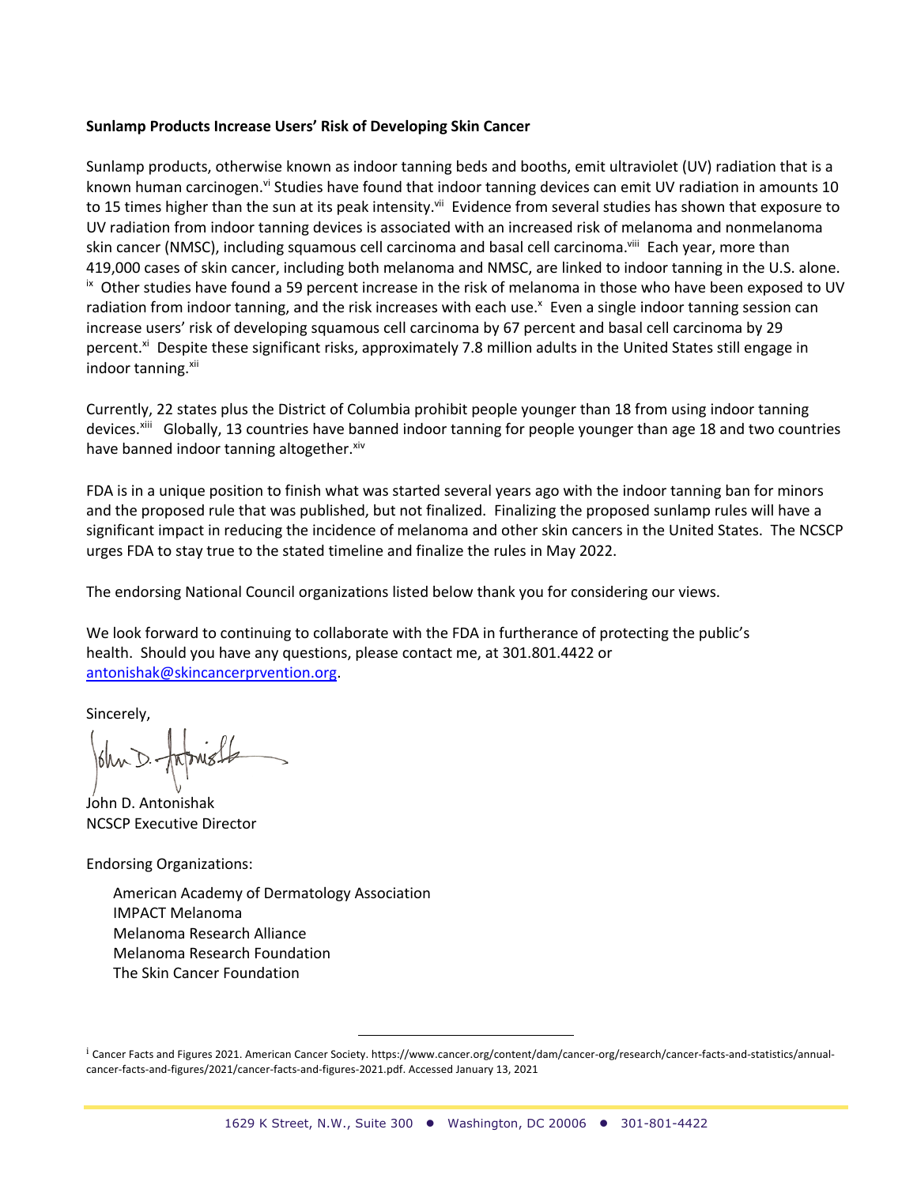**Sunlamp Products Increase Users' Risk of Developing Skin Cancer**

Sunlamp products, otherwise known as indoor tanning beds and booths, emit ultraviolet (UV) radiation that is a known human carcinogen.[vi] Studies have found that indoor tanning devices can emit UV radiation in amounts 10 to 15 times higher than the sun at its peak intensity.[vii] Evidence from several studies has shown that exposure to UV radiation from indoor tanning devices is associated with an increased risk of melanoma and nonmelanoma skin cancer (NMSC), including squamous cell carcinoma and basal cell carcinoma.[viii] Each year, more than 419,000 cases of skin cancer, including both melanoma and NMSC, are linked to indoor tanning in the U.S. alone.[ix] Other studies have found a 59 percent increase in the risk of melanoma in those who have been exposed to UV radiation from indoor tanning, and the risk increases with each use.[x] Even a single indoor tanning session can increase users' risk of developing squamous cell carcinoma by 67 percent and basal cell carcinoma by 29 percent.[xi] Despite these significant risks, approximately 7.8 million adults in the United States still engage in indoor tanning.[xii]

Currently, 22 states plus the District of Columbia prohibit people younger than 18 from using indoor tanning devices.[xiii] Globally, 13 countries have banned indoor tanning for people younger than age 18 and two countries have banned indoor tanning altogether.[xiv]

FDA is in a unique position to finish what was started several years ago with the indoor tanning ban for minors and the proposed rule that was published, but not finalized. Finalizing the proposed sunlamp rules will have a significant impact in reducing the incidence of melanoma and other skin cancers in the United States. The NCSCP urges FDA to stay true to the stated timeline and finalize the rules in May 2022.

The endorsing National Council organizations listed below thank you for considering our views.

We look forward to continuing to collaborate with the FDA in furtherance of protecting the public's health. Should you have any questions, please contact me, at 301.801.4422 or antonishak@skincancerprvention.org.

Sincerely,

John D. Antonishak
NCSCP Executive Director

Endorsing Organizations:

- American Academy of Dermatology Association
- IMPACT Melanoma
- Melanoma Research Alliance
- Melanoma Research Foundation
- The Skin Cancer Foundation

---

[i] Cancer Facts and Figures 2021. American Cancer Society. https://www.cancer.org/content/dam/cancer-org/research/cancer-facts-and-statistics/annual-cancer-facts-and-figures/2021/cancer-facts-and-figures-2021.pdf. Accessed January 13, 2021

1629 K Street, N.W., Suite 300 ● Washington, DC 20006 ● 301-801-4422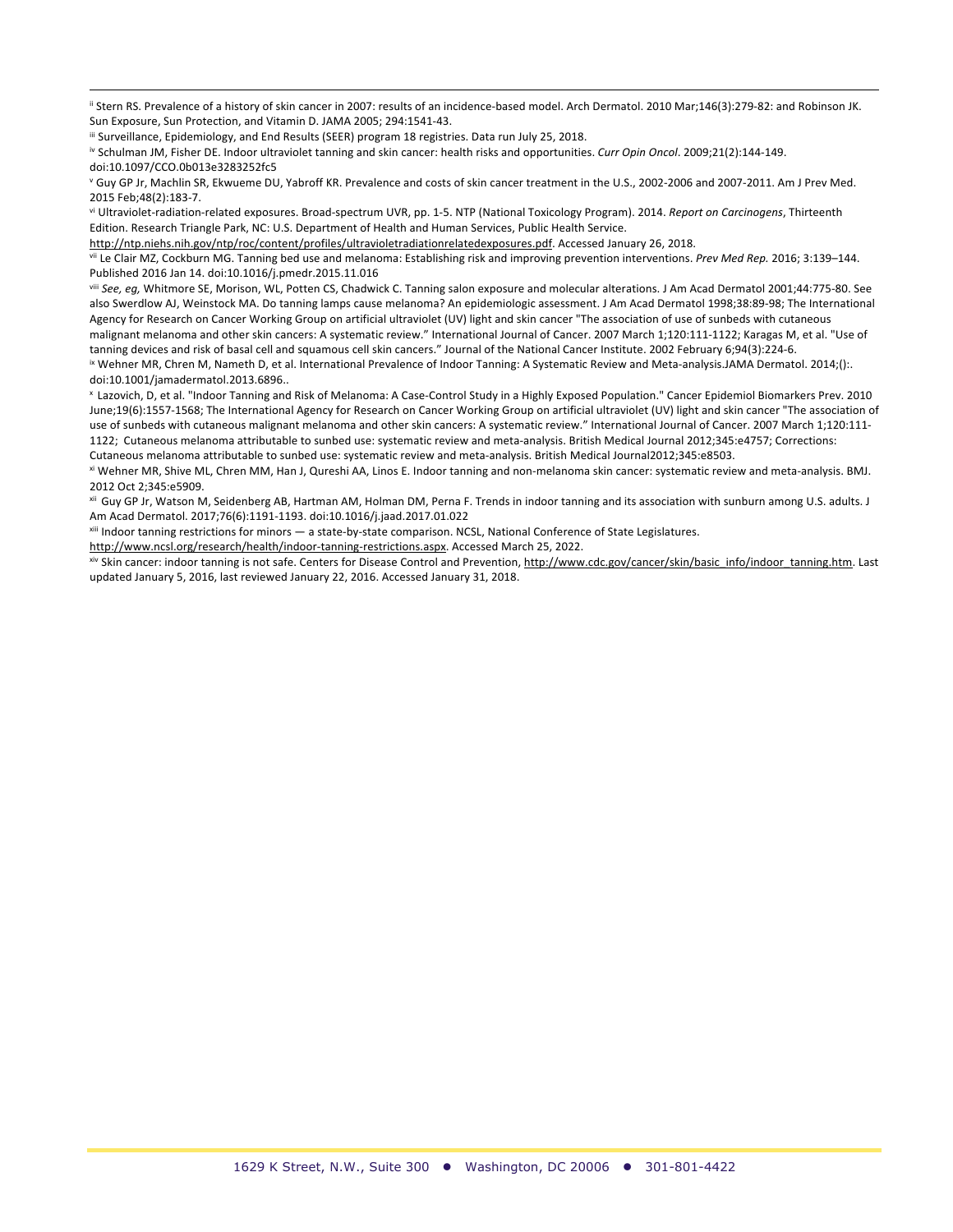[ii] Stern RS. Prevalence of a history of skin cancer in 2007: results of an incidence-based model. Arch Dermatol. 2010 Mar;146(3):279-82: and Robinson JK. Sun Exposure, Sun Protection, and Vitamin D. JAMA 2005; 294:1541-43.

[iii] Surveillance, Epidemiology, and End Results (SEER) program 18 registries. Data run July 25, 2018.

[iv] Schulman JM, Fisher DE. Indoor ultraviolet tanning and skin cancer: health risks and opportunities. *Curr Opin Oncol*. 2009;21(2):144-149. doi:10.1097/CCO.0b013e3283252fc5

[v] Guy GP Jr, Machlin SR, Ekwueme DU, Yabroff KR. Prevalence and costs of skin cancer treatment in the U.S., 2002-2006 and 2007-2011. Am J Prev Med. 2015 Feb;48(2):183-7.

[vi] Ultraviolet-radiation-related exposures. Broad-spectrum UVR, pp. 1-5. NTP (National Toxicology Program). 2014. *Report on Carcinogens*, Thirteenth Edition. Research Triangle Park, NC: U.S. Department of Health and Human Services, Public Health Service. http://ntp.niehs.nih.gov/ntp/roc/content/profiles/ultravioletradiationrelatedexposures.pdf. Accessed January 26, 2018.

[vii] Le Clair MZ, Cockburn MG. Tanning bed use and melanoma: Establishing risk and improving prevention interventions. *Prev Med Rep.* 2016; 3:139–144. Published 2016 Jan 14. doi:10.1016/j.pmedr.2015.11.016

[viii] *See, eg,* Whitmore SE, Morison, WL, Potten CS, Chadwick C. Tanning salon exposure and molecular alterations. J Am Acad Dermatol 2001;44:775-80. See also Swerdlow AJ, Weinstock MA. Do tanning lamps cause melanoma? An epidemiologic assessment. J Am Acad Dermatol 1998;38:89-98; The International Agency for Research on Cancer Working Group on artificial ultraviolet (UV) light and skin cancer "The association of use of sunbeds with cutaneous malignant melanoma and other skin cancers: A systematic review." International Journal of Cancer. 2007 March 1;120:111-1122; Karagas M, et al. "Use of tanning devices and risk of basal cell and squamous cell skin cancers." Journal of the National Cancer Institute. 2002 February 6;94(3):224-6.

[ix] Wehner MR, Chren M, Nameth D, et al. International Prevalence of Indoor Tanning: A Systematic Review and Meta-analysis.JAMA Dermatol. 2014;():. doi:10.1001/jamadermatol.2013.6896..

[x] Lazovich, D, et al. "Indoor Tanning and Risk of Melanoma: A Case-Control Study in a Highly Exposed Population." Cancer Epidemiol Biomarkers Prev. 2010 June;19(6):1557-1568; The International Agency for Research on Cancer Working Group on artificial ultraviolet (UV) light and skin cancer "The association of use of sunbeds with cutaneous malignant melanoma and other skin cancers: A systematic review." International Journal of Cancer. 2007 March 1;120:111-1122; Cutaneous melanoma attributable to sunbed use: systematic review and meta-analysis. British Medical Journal 2012;345:e4757; Corrections: Cutaneous melanoma attributable to sunbed use: systematic review and meta-analysis. British Medical Journal2012;345:e8503.

[xi] Wehner MR, Shive ML, Chren MM, Han J, Qureshi AA, Linos E. Indoor tanning and non-melanoma skin cancer: systematic review and meta-analysis. BMJ. 2012 Oct 2;345:e5909.

[xii] Guy GP Jr, Watson M, Seidenberg AB, Hartman AM, Holman DM, Perna F. Trends in indoor tanning and its association with sunburn among U.S. adults. J Am Acad Dermatol. 2017;76(6):1191-1193. doi:10.1016/j.jaad.2017.01.022

[xiii] Indoor tanning restrictions for minors — a state-by-state comparison. NCSL, National Conference of State Legislatures. http://www.ncsl.org/research/health/indoor-tanning-restrictions.aspx. Accessed March 25, 2022.

[xiv] Skin cancer: indoor tanning is not safe. Centers for Disease Control and Prevention, http://www.cdc.gov/cancer/skin/basic_info/indoor_tanning.htm. Last updated January 5, 2016, last reviewed January 22, 2016. Accessed January 31, 2018.

1629 K Street, N.W., Suite 300 • Washington, DC 20006 • 301-801-4422